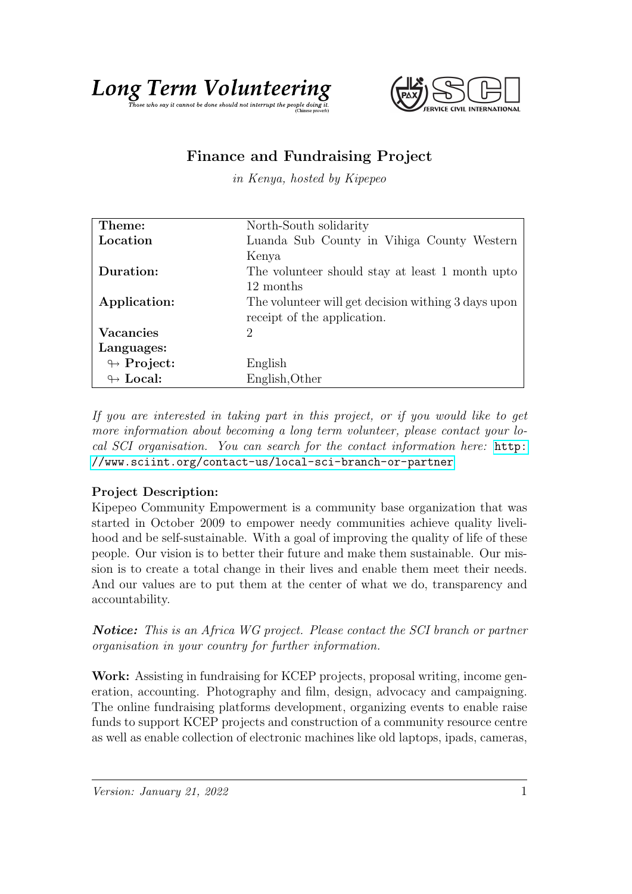**Long Term Volunteering**

*Those who say it cannot be done should not interrupt the people doing it.* (Chinese proverb)

SERVICE CIVIL INTERNATIONAL

## Finance and Fundraising Project

*in Kenya, hosted by Kipepeo*

| | |
|---|---|
| **Theme:** | North-South solidarity |
| **Location** | Luanda Sub County in Vihiga County Western Kenya |
| **Duration:** | The volunteer should stay at least 1 month upto 12 months |
| **Application:** | The volunteer will get decision withing 3 days upon receipt of the application. |
| **Vacancies** | 2 |
| **Languages:** | |
| ↬ **Project:** | English |
| ↬ **Local:** | English,Other |

*If you are interested in taking part in this project, or if you would like to get more information about becoming a long term volunteer, please contact your local SCI organisation. You can search for the contact information here:* http://www.sciint.org/contact-us/local-sci-branch-or-partner

**Project Description:**
Kipepeo Community Empowerment is a community base organization that was started in October 2009 to empower needy communities achieve quality livelihood and be self-sustainable. With a goal of improving the quality of life of these people. Our vision is to better their future and make them sustainable. Our mission is to create a total change in their lives and enable them meet their needs. And our values are to put them at the center of what we do, transparency and accountability.

***Notice:*** *This is an Africa WG project. Please contact the SCI branch or partner organisation in your country for further information.*

**Work:** Assisting in fundraising for KCEP projects, proposal writing, income generation, accounting. Photography and film, design, advocacy and campaigning. The online fundraising platforms development, organizing events to enable raise funds to support KCEP projects and construction of a community resource centre as well as enable collection of electronic machines like old laptops, ipads, cameras,

*Version: January 21, 2022*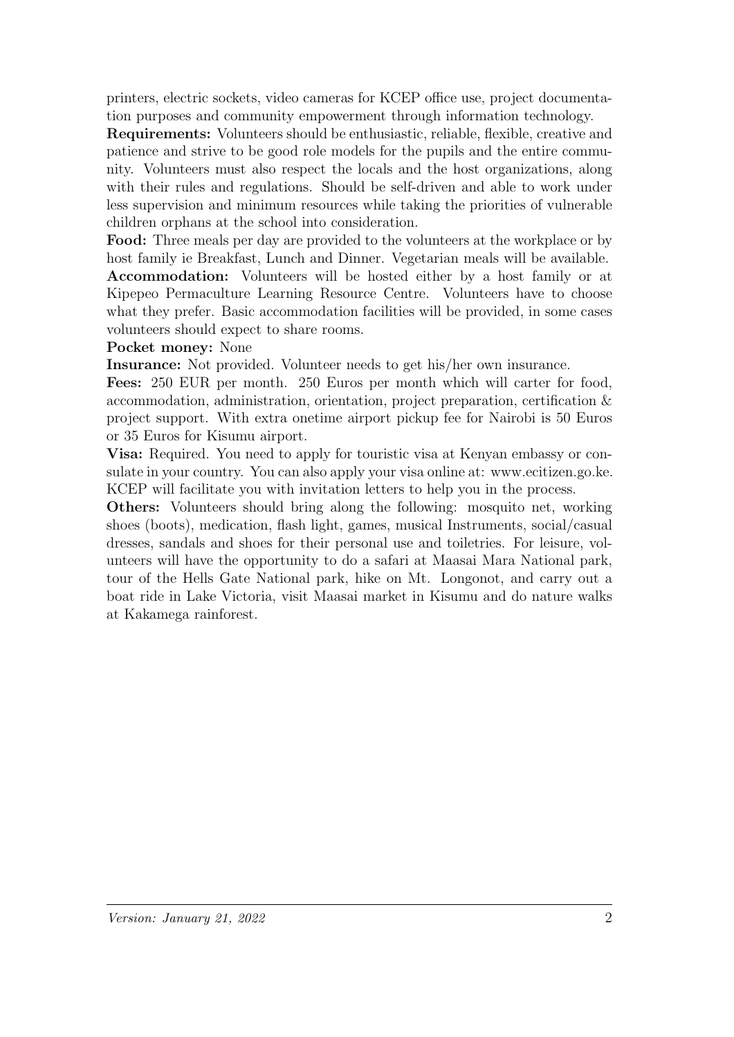printers, electric sockets, video cameras for KCEP office use, project documentation purposes and community empowerment through information technology.

**Requirements:** Volunteers should be enthusiastic, reliable, flexible, creative and patience and strive to be good role models for the pupils and the entire community. Volunteers must also respect the locals and the host organizations, along with their rules and regulations. Should be self-driven and able to work under less supervision and minimum resources while taking the priorities of vulnerable children orphans at the school into consideration.

**Food:** Three meals per day are provided to the volunteers at the workplace or by host family ie Breakfast, Lunch and Dinner. Vegetarian meals will be available.

**Accommodation:** Volunteers will be hosted either by a host family or at Kipepeo Permaculture Learning Resource Centre. Volunteers have to choose what they prefer. Basic accommodation facilities will be provided, in some cases volunteers should expect to share rooms.

**Pocket money:** None

**Insurance:** Not provided. Volunteer needs to get his/her own insurance.

**Fees:** 250 EUR per month. 250 Euros per month which will carter for food, accommodation, administration, orientation, project preparation, certification & project support. With extra onetime airport pickup fee for Nairobi is 50 Euros or 35 Euros for Kisumu airport.

**Visa:** Required. You need to apply for touristic visa at Kenyan embassy or consulate in your country. You can also apply your visa online at: www.ecitizen.go.ke. KCEP will facilitate you with invitation letters to help you in the process.

**Others:** Volunteers should bring along the following: mosquito net, working shoes (boots), medication, flash light, games, musical Instruments, social/casual dresses, sandals and shoes for their personal use and toiletries. For leisure, volunteers will have the opportunity to do a safari at Maasai Mara National park, tour of the Hells Gate National park, hike on Mt. Longonot, and carry out a boat ride in Lake Victoria, visit Maasai market in Kisumu and do nature walks at Kakamega rainforest.

*Version: January 21, 2022*